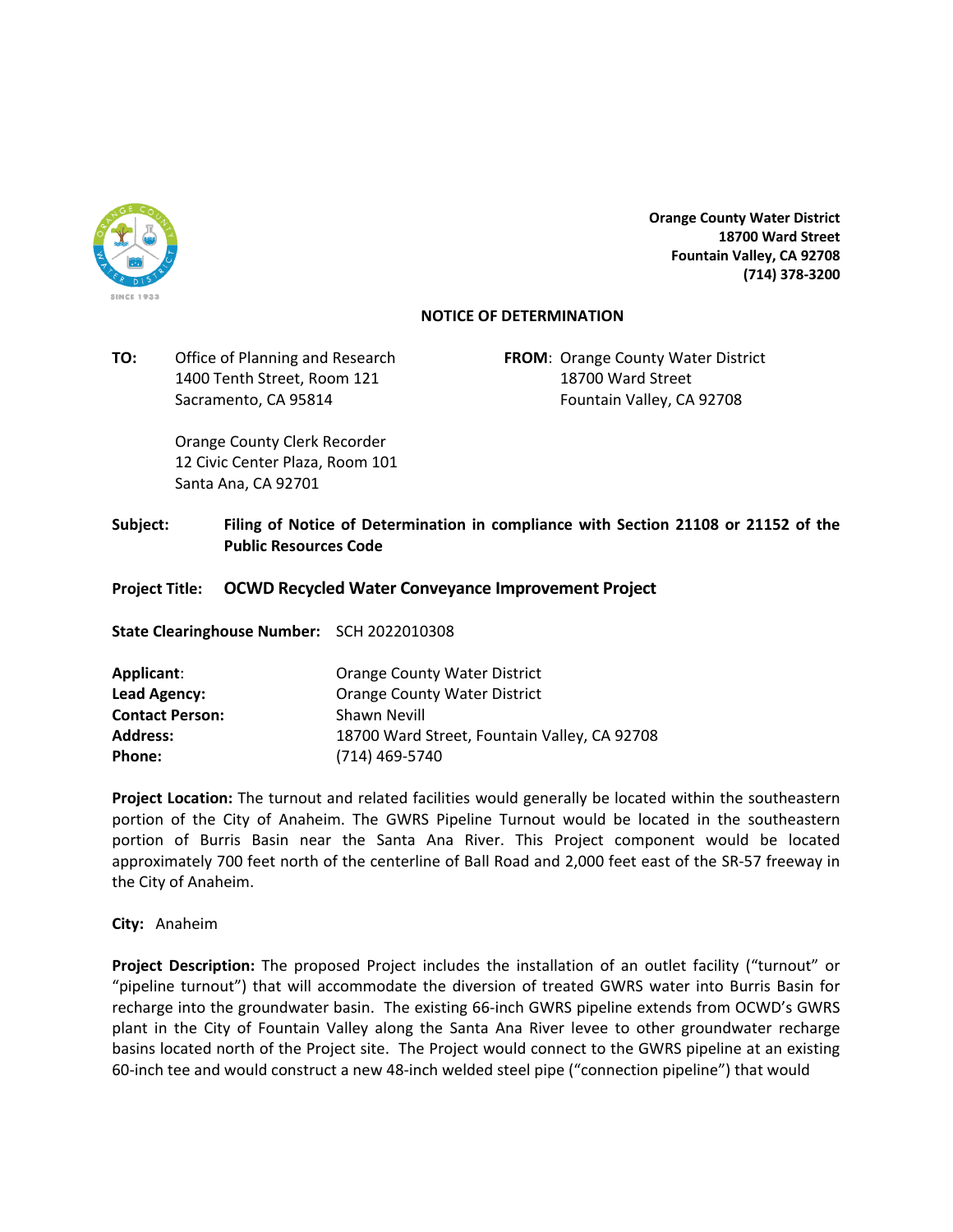**Orange County Water District**
**18700 Ward Street**
**Fountain Valley, CA 92708**
**(714) 378-3200**

## NOTICE OF DETERMINATION

**TO:** Office of Planning and Research
1400 Tenth Street, Room 121
Sacramento, CA 95814

Orange County Clerk Recorder
12 Civic Center Plaza, Room 101
Santa Ana, CA 92701

**FROM:** Orange County Water District
18700 Ward Street
Fountain Valley, CA 92708

**Subject:** **Filing of Notice of Determination in compliance with Section 21108 or 21152 of the Public Resources Code**

**Project Title:** **OCWD Recycled Water Conveyance Improvement Project**

**State Clearinghouse Number:** SCH 2022010308

**Applicant:** Orange County Water District
**Lead Agency:** Orange County Water District
**Contact Person:** Shawn Nevill
**Address:** 18700 Ward Street, Fountain Valley, CA 92708
**Phone:** (714) 469-5740

**Project Location:** The turnout and related facilities would generally be located within the southeastern portion of the City of Anaheim. The GWRS Pipeline Turnout would be located in the southeastern portion of Burris Basin near the Santa Ana River. This Project component would be located approximately 700 feet north of the centerline of Ball Road and 2,000 feet east of the SR-57 freeway in the City of Anaheim.

**City:** Anaheim

**Project Description:** The proposed Project includes the installation of an outlet facility ("turnout" or "pipeline turnout") that will accommodate the diversion of treated GWRS water into Burris Basin for recharge into the groundwater basin. The existing 66-inch GWRS pipeline extends from OCWD's GWRS plant in the City of Fountain Valley along the Santa Ana River levee to other groundwater recharge basins located north of the Project site. The Project would connect to the GWRS pipeline at an existing 60-inch tee and would construct a new 48-inch welded steel pipe ("connection pipeline") that would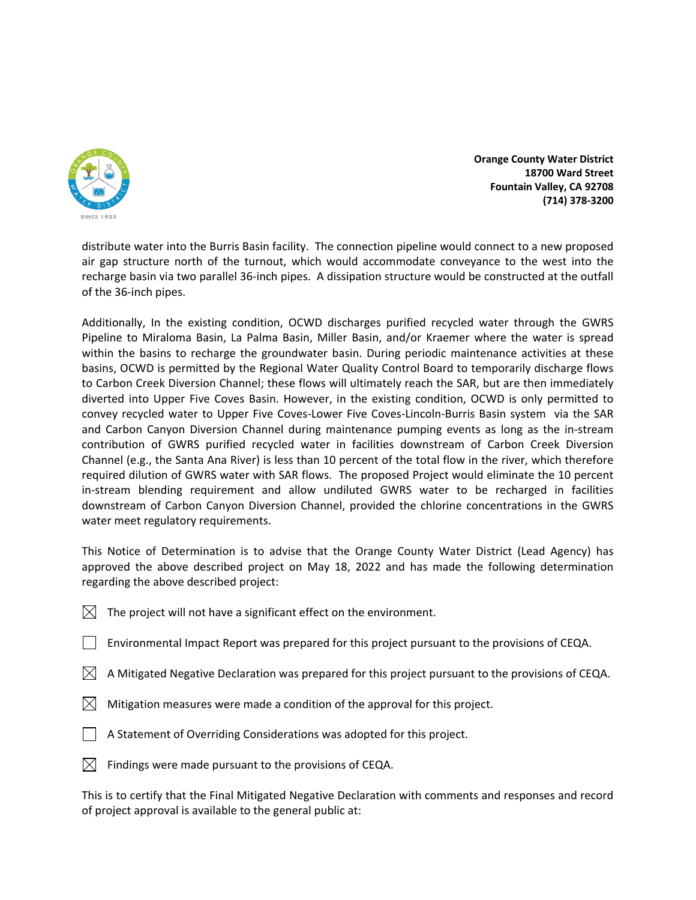distribute water into the Burris Basin facility. The connection pipeline would connect to a new proposed air gap structure north of the turnout, which would accommodate conveyance to the west into the recharge basin via two parallel 36-inch pipes. A dissipation structure would be constructed at the outfall of the 36-inch pipes.

Additionally, In the existing condition, OCWD discharges purified recycled water through the GWRS Pipeline to Miraloma Basin, La Palma Basin, Miller Basin, and/or Kraemer where the water is spread within the basins to recharge the groundwater basin. During periodic maintenance activities at these basins, OCWD is permitted by the Regional Water Quality Control Board to temporarily discharge flows to Carbon Creek Diversion Channel; these flows will ultimately reach the SAR, but are then immediately diverted into Upper Five Coves Basin. However, in the existing condition, OCWD is only permitted to convey recycled water to Upper Five Coves-Lower Five Coves-Lincoln-Burris Basin system via the SAR and Carbon Canyon Diversion Channel during maintenance pumping events as long as the in-stream contribution of GWRS purified recycled water in facilities downstream of Carbon Creek Diversion Channel (e.g., the Santa Ana River) is less than 10 percent of the total flow in the river, which therefore required dilution of GWRS water with SAR flows. The proposed Project would eliminate the 10 percent in-stream blending requirement and allow undiluted GWRS water to be recharged in facilities downstream of Carbon Canyon Diversion Channel, provided the chlorine concentrations in the GWRS water meet regulatory requirements.

This Notice of Determination is to advise that the Orange County Water District (Lead Agency) has approved the above described project on May 18, 2022 and has made the following determination regarding the above described project:

- ☒ The project will not have a significant effect on the environment.
- ☐ Environmental Impact Report was prepared for this project pursuant to the provisions of CEQA.
- ☒ A Mitigated Negative Declaration was prepared for this project pursuant to the provisions of CEQA.
- ☒ Mitigation measures were made a condition of the approval for this project.
- ☐ A Statement of Overriding Considerations was adopted for this project.
- ☒ Findings were made pursuant to the provisions of CEQA.

This is to certify that the Final Mitigated Negative Declaration with comments and responses and record of project approval is available to the general public at: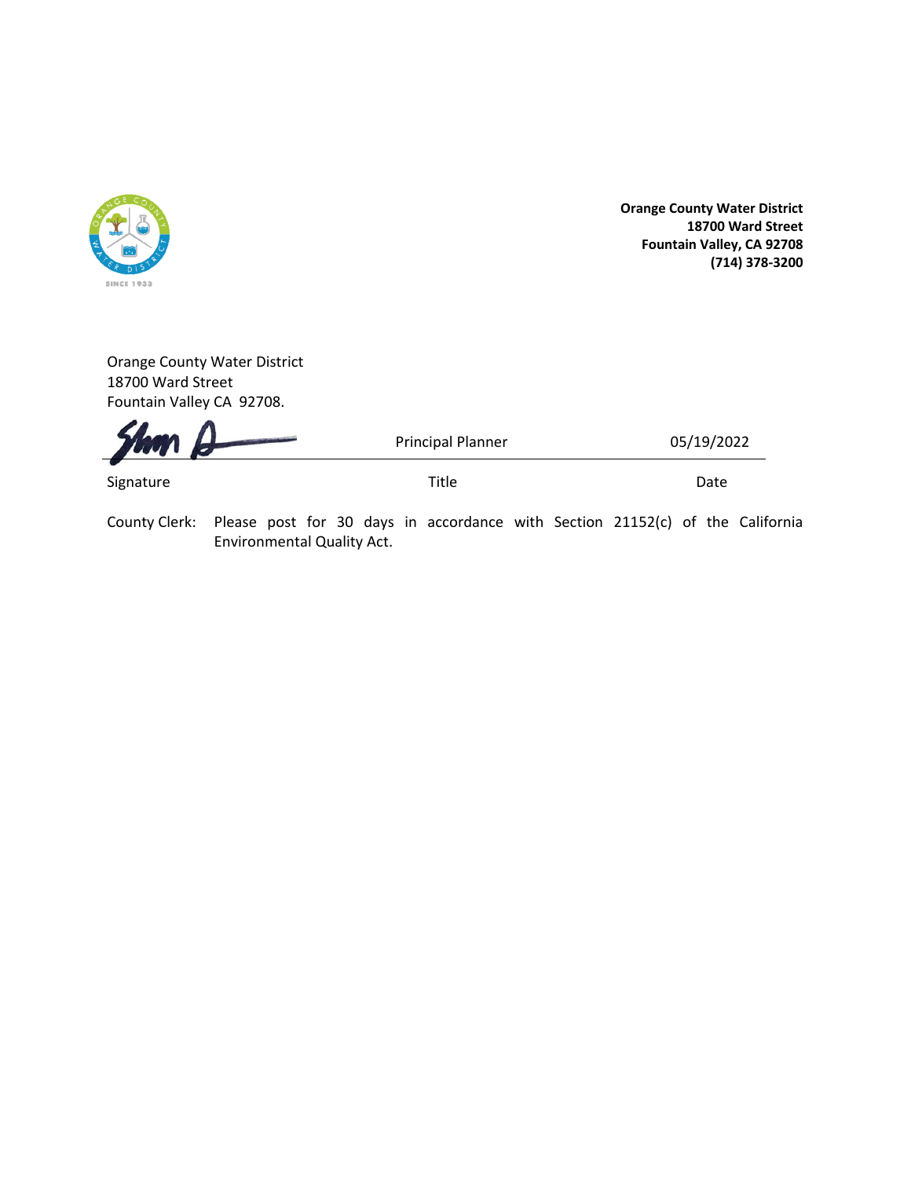**Orange County Water District**
**18700 Ward Street**
**Fountain Valley, CA 92708**
**(714) 378-3200**

Orange County Water District
18700 Ward Street
Fountain Valley CA 92708.

| | | |
|---|---|---|
| | Principal Planner | 05/19/2022 |
| Signature | Title | Date |

County Clerk: Please post for 30 days in accordance with Section 21152(c) of the California Environmental Quality Act.